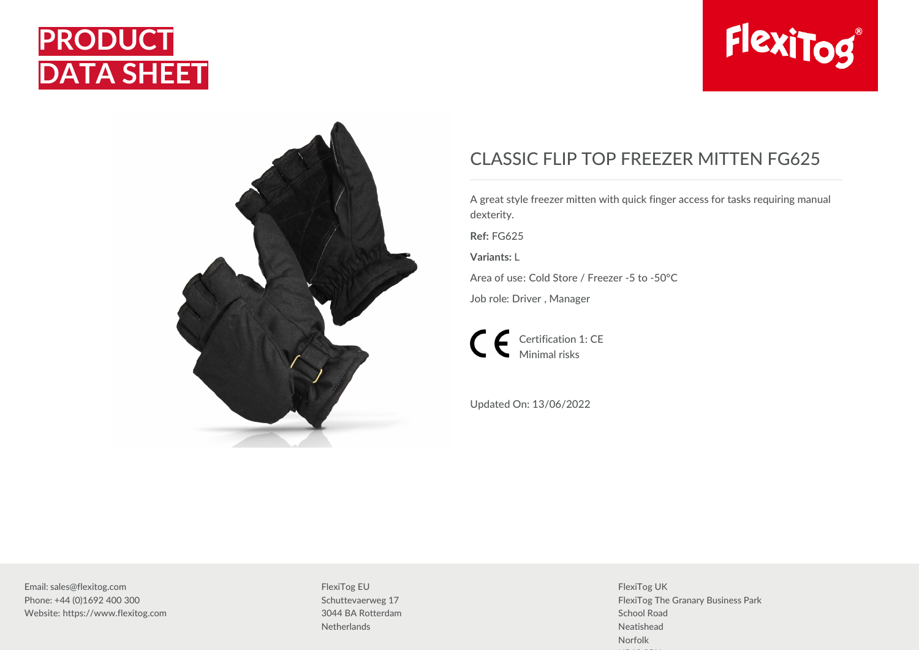# PRODUCT DATA SHEET

FlexiTog®

## CLASSIC FLIP TOP FREEZER MITTEN FG625

A great style freezer mitten with quick finger access for tasks requiring manual dexterity.

**Ref:** FG625

**Variants:** L

Area of use: Cold Store / Freezer -5 to -50°C

Job role: Driver , Manager

CE Certification 1: CE
Minimal risks

Updated On: 13/06/2022

Email: sales@flexitog.com
Phone: +44 (0)1692 400 300
Website: https://www.flexitog.com

FlexiTog EU
Schuttevaerweg 17
3044 BA Rotterdam
Netherlands

FlexiTog UK
FlexiTog The Granary Business Park
School Road
Neatishead
Norfolk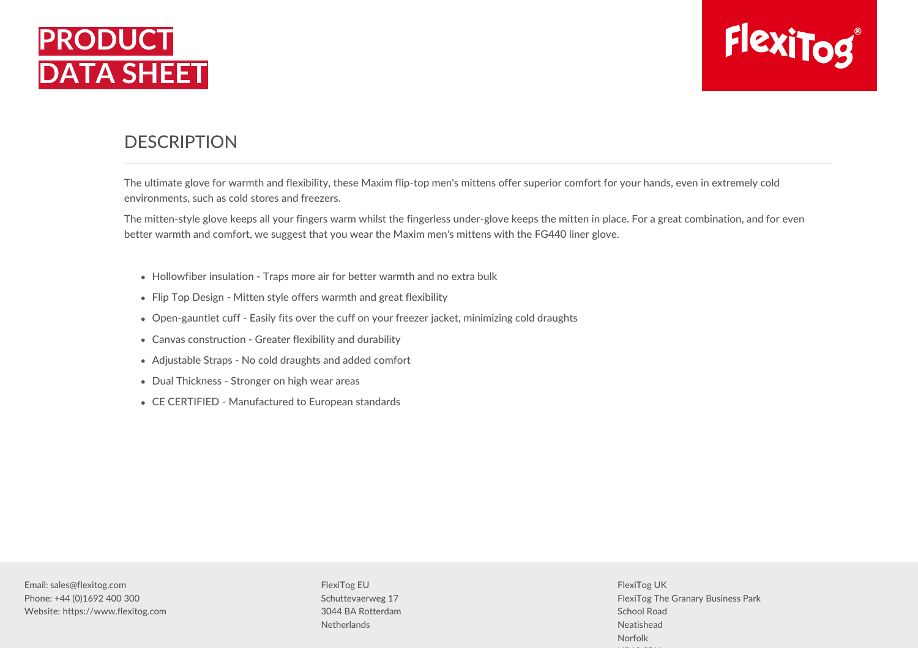# PRODUCT DATA SHEET

FlexiTog®

## DESCRIPTION

The ultimate glove for warmth and flexibility, these Maxim flip-top men's mittens offer superior comfort for your hands, even in extremely cold environments, such as cold stores and freezers.

The mitten-style glove keeps all your fingers warm whilst the fingerless under-glove keeps the mitten in place. For a great combination, and for even better warmth and comfort, we suggest that you wear the Maxim men's mittens with the FG440 liner glove.

- Hollowfiber insulation - Traps more air for better warmth and no extra bulk
- Flip Top Design - Mitten style offers warmth and great flexibility
- Open-gauntlet cuff - Easily fits over the cuff on your freezer jacket, minimizing cold draughts
- Canvas construction - Greater flexibility and durability
- Adjustable Straps - No cold draughts and added comfort
- Dual Thickness - Stronger on high wear areas
- CE CERTIFIED - Manufactured to European standards

Email: sales@flexitog.com
Phone: +44 (0)1692 400 300
Website: https://www.flexitog.com

FlexiTog EU
Schuttevaerweg 17
3044 BA Rotterdam
Netherlands

FlexiTog UK
FlexiTog The Granary Business Park
School Road
Neatishead
Norfolk